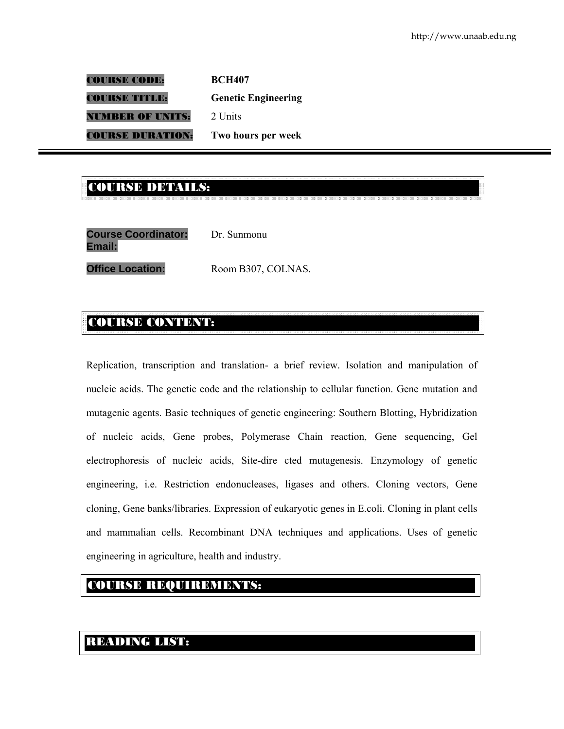| | |
|---|---|
| **COURSE CODE:** | **BCH407** |
| **COURSE TITLE:** | **Genetic Engineering** |
| **NUMBER OF UNITS:** | 2 Units |
| **COURSE DURATION:** | **Two hours per week** |

## COURSE DETAILS:

| | |
|---|---|
| **Course Coordinator: Email:** | Dr. Sunmonu |
| **Office Location:** | Room B307, COLNAS. |

## COURSE CONTENT:

Replication, transcription and translation- a brief review. Isolation and manipulation of nucleic acids. The genetic code and the relationship to cellular function. Gene mutation and mutagenic agents. Basic techniques of genetic engineering: Southern Blotting, Hybridization of nucleic acids, Gene probes, Polymerase Chain reaction, Gene sequencing, Gel electrophoresis of nucleic acids, Site-dire cted mutagenesis. Enzymology of genetic engineering, i.e. Restriction endonucleases, ligases and others. Cloning vectors, Gene cloning, Gene banks/libraries. Expression of eukaryotic genes in E.coli. Cloning in plant cells and mammalian cells. Recombinant DNA techniques and applications. Uses of genetic engineering in agriculture, health and industry.

## COURSE REQUIREMENTS:

## READING LIST: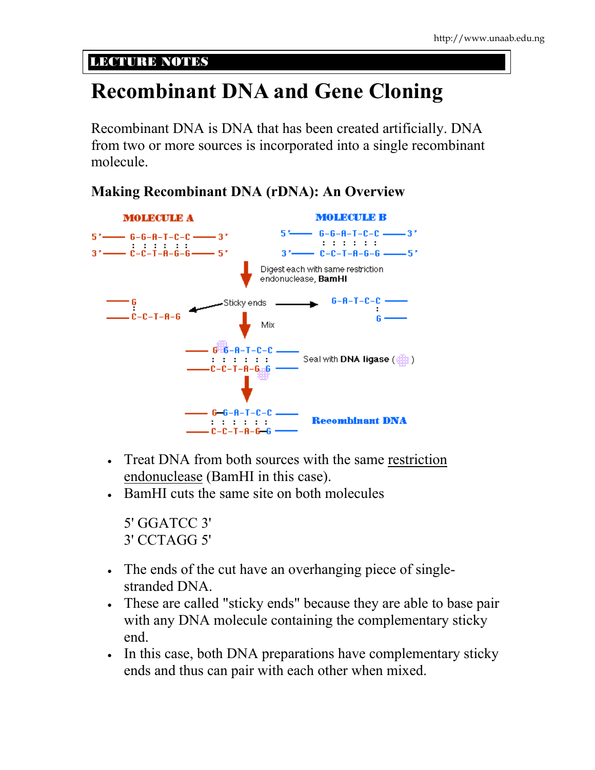LECTURE NOTES

# Recombinant DNA and Gene Cloning

Recombinant DNA is DNA that has been created artificially. DNA from two or more sources is incorporated into a single recombinant molecule.

### Making Recombinant DNA (rDNA): An Overview

MOLECULE A

```
5'—— G-G-A-T-C-C ——3'
     : : : : : :
3'—— C-C-T-A-G-G ——5'
```

MOLECULE B

```
5'—— G-G-A-T-C-C ——3'
     : : : : : :
3'—— C-C-T-A-G-G ——5'
```

Digest each with same restriction endonuclease, **BamHI**

Sticky ends

```
——G              G-A-T-C-C ——
  :                      :
——C-C-T-A-G              G ——
```

Mix

```
—— G G-A-T-C-C ——
   : : : : : :
——C-C-T-A-G G ——
```

Seal with **DNA ligase**

```
—— G-G-A-T-C-C ——
   : : : : : :
——C-C-T-A-G-G ——
```

**Recombinant DNA**

- Treat DNA from both sources with the same restriction endonuclease (BamHI in this case).
- BamHI cuts the same site on both molecules

  5' GGATCC 3'
  3' CCTAGG 5'

- The ends of the cut have an overhanging piece of single-stranded DNA.
- These are called "sticky ends" because they are able to base pair with any DNA molecule containing the complementary sticky end.
- In this case, both DNA preparations have complementary sticky ends and thus can pair with each other when mixed.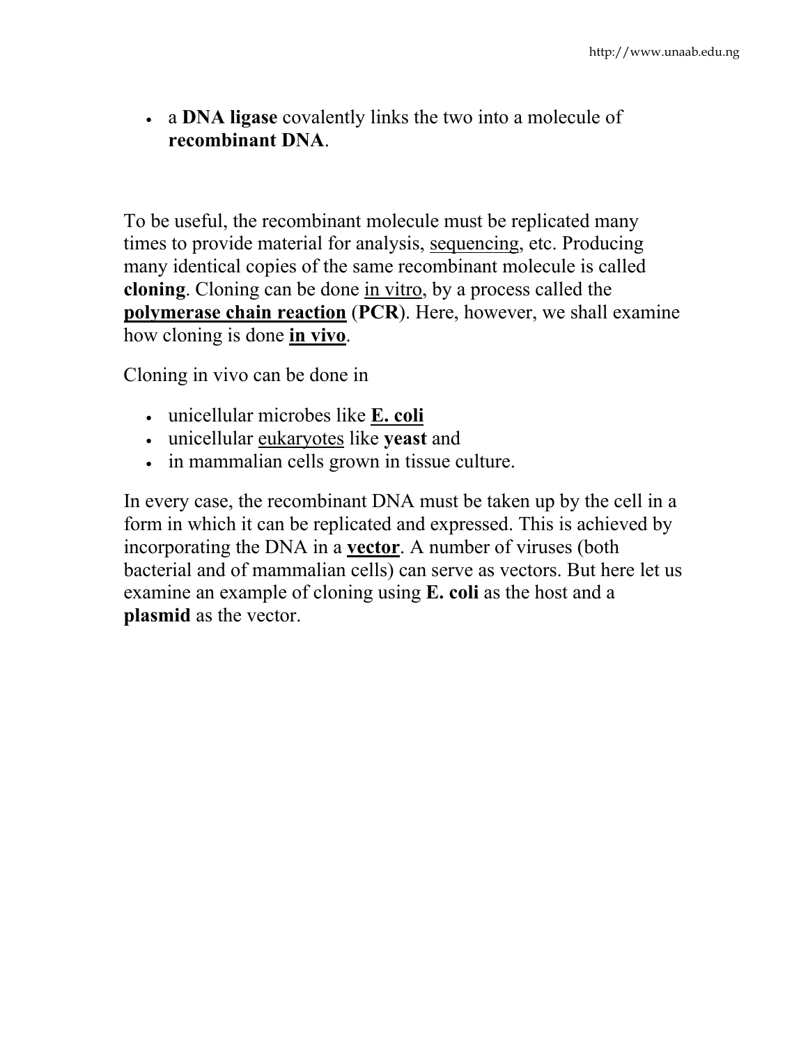- a **DNA ligase** covalently links the two into a molecule of **recombinant DNA**.

To be useful, the recombinant molecule must be replicated many times to provide material for analysis, sequencing, etc. Producing many identical copies of the same recombinant molecule is called **cloning**. Cloning can be done in vitro, by a process called the **polymerase chain reaction** (**PCR**). Here, however, we shall examine how cloning is done **in vivo**.

Cloning in vivo can be done in

- unicellular microbes like **E. coli**
- unicellular eukaryotes like **yeast** and
- in mammalian cells grown in tissue culture.

In every case, the recombinant DNA must be taken up by the cell in a form in which it can be replicated and expressed. This is achieved by incorporating the DNA in a **vector**. A number of viruses (both bacterial and of mammalian cells) can serve as vectors. But here let us examine an example of cloning using **E. coli** as the host and a **plasmid** as the vector.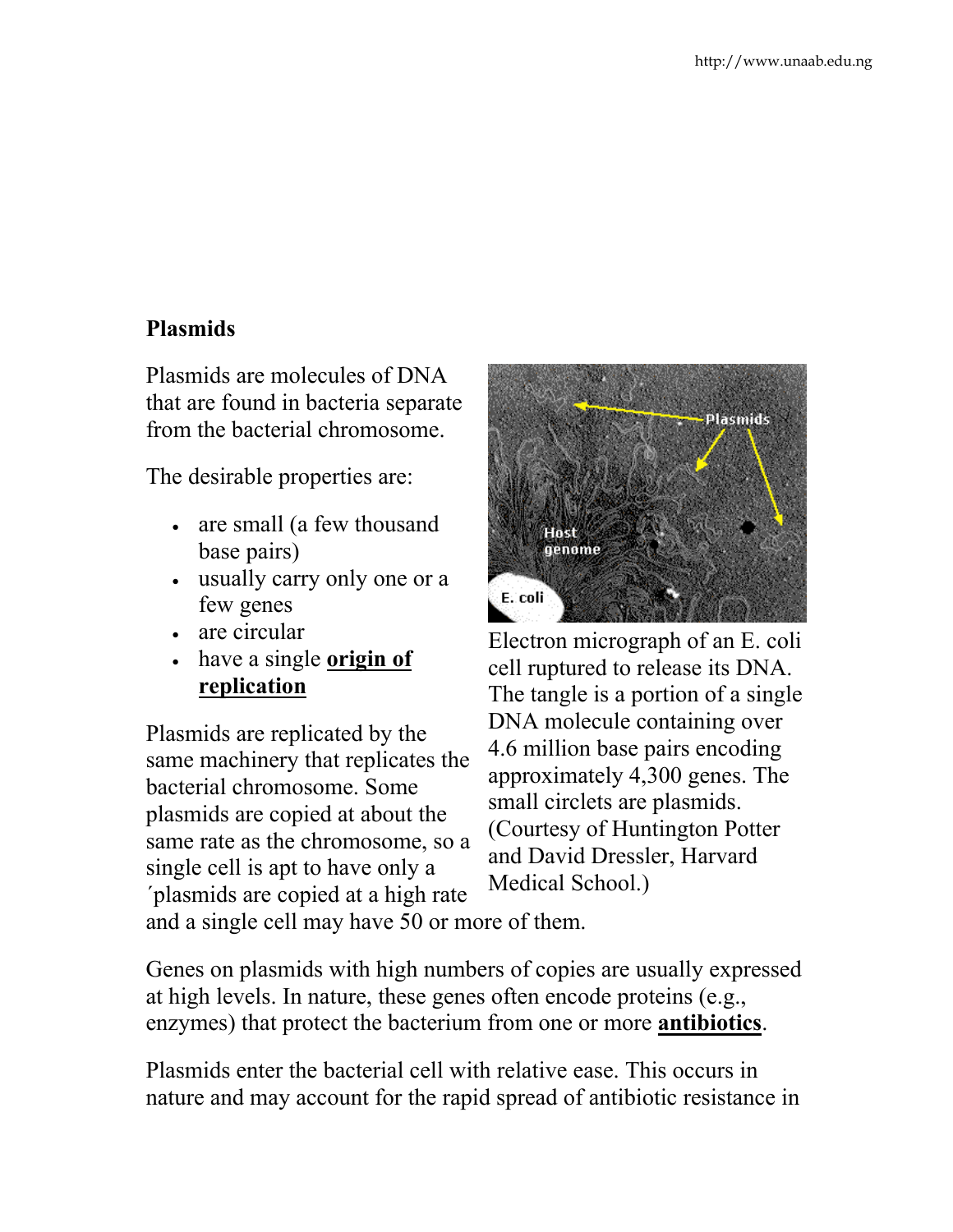## Plasmids

Plasmids are molecules of DNA that are found in bacteria separate from the bacterial chromosome.

The desirable properties are:

- are small (a few thousand base pairs)
- usually carry only one or a few genes
- are circular
- have a single **origin of replication**

Plasmids are replicated by the same machinery that replicates the bacterial chromosome. Some plasmids are copied at about the same rate as the chromosome, so a single cell is apt to have only a ´plasmids are copied at a high rate and a single cell may have 50 or more of them.

Electron micrograph of an E. coli cell ruptured to release its DNA. The tangle is a portion of a single DNA molecule containing over 4.6 million base pairs encoding approximately 4,300 genes. The small circlets are plasmids. (Courtesy of Huntington Potter and David Dressler, Harvard Medical School.)

Genes on plasmids with high numbers of copies are usually expressed at high levels. In nature, these genes often encode proteins (e.g., enzymes) that protect the bacterium from one or more **antibiotics**.

Plasmids enter the bacterial cell with relative ease. This occurs in nature and may account for the rapid spread of antibiotic resistance in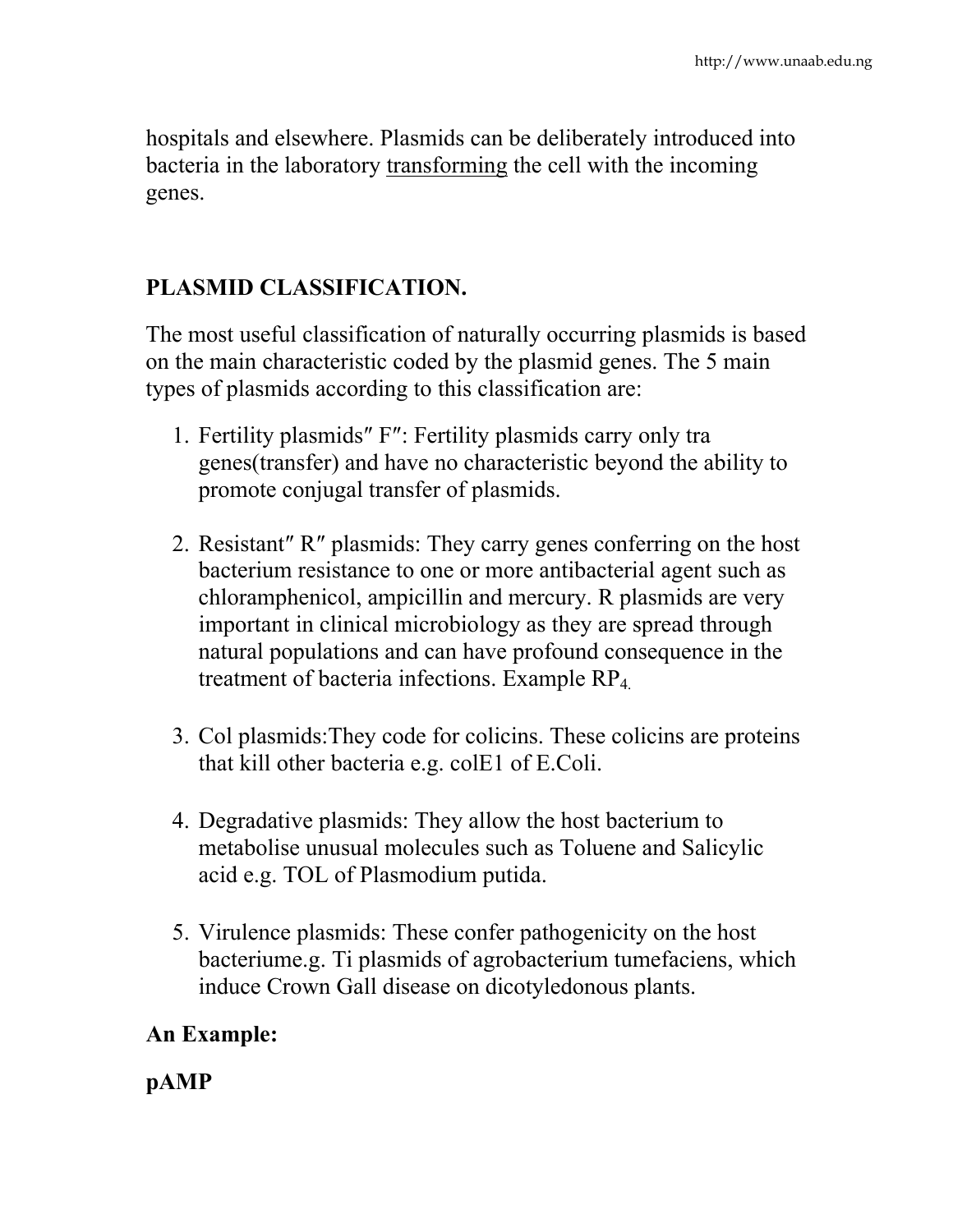hospitals and elsewhere. Plasmids can be deliberately introduced into bacteria in the laboratory transforming the cell with the incoming genes.

## PLASMID CLASSIFICATION.

The most useful classification of naturally occurring plasmids is based on the main characteristic coded by the plasmid genes. The 5 main types of plasmids according to this classification are:

1. Fertility plasmids″ F″: Fertility plasmids carry only tra genes(transfer) and have no characteristic beyond the ability to promote conjugal transfer of plasmids.

2. Resistant″ R″ plasmids: They carry genes conferring on the host bacterium resistance to one or more antibacterial agent such as chloramphenicol, ampicillin and mercury. R plasmids are very important in clinical microbiology as they are spread through natural populations and can have profound consequence in the treatment of bacteria infections. Example $RP_{4.}$

3. Col plasmids:They code for colicins. These colicins are proteins that kill other bacteria e.g. colE1 of E.Coli.

4. Degradative plasmids: They allow the host bacterium to metabolise unusual molecules such as Toluene and Salicylic acid e.g. TOL of Plasmodium putida.

5. Virulence plasmids: These confer pathogenicity on the host bacteriume.g. Ti plasmids of agrobacterium tumefaciens, which induce Crown Gall disease on dicotyledonous plants.

**An Example:**

**pAMP**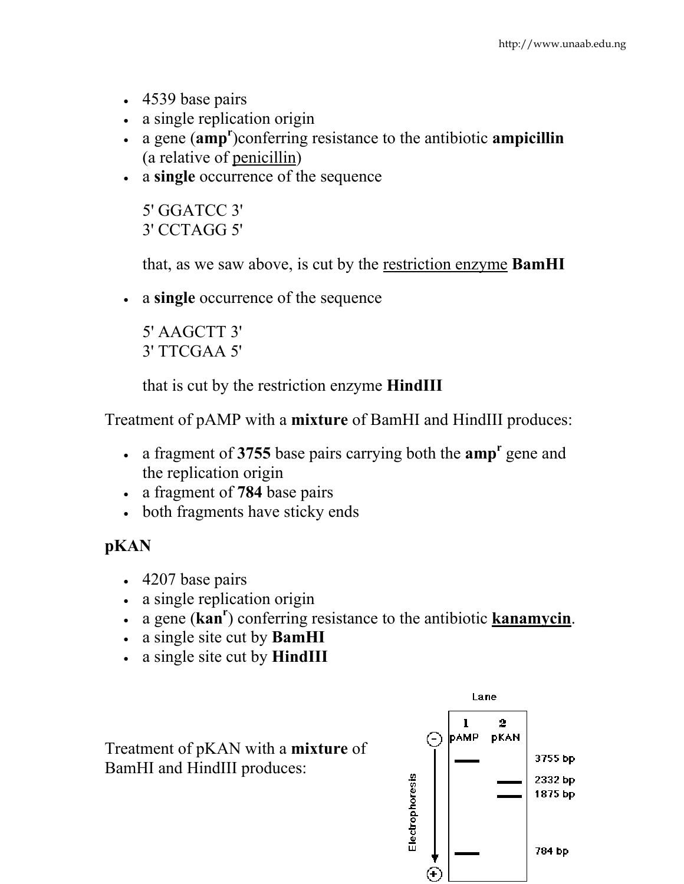- 4539 base pairs
- a single replication origin
- a gene (**amp$^r$**)conferring resistance to the antibiotic **ampicillin** (a relative of penicillin)
- a **single** occurrence of the sequence

  5' GGATCC 3'
  3' CCTAGG 5'

  that, as we saw above, is cut by the restriction enzyme **BamHI**

- a **single** occurrence of the sequence

  5' AAGCTT 3'
  3' TTCGAA 5'

  that is cut by the restriction enzyme **HindIII**

Treatment of pAMP with a **mixture** of BamHI and HindIII produces:

- a fragment of **3755** base pairs carrying both the **amp$^r$** gene and the replication origin
- a fragment of **784** base pairs
- both fragments have sticky ends

**pKAN**

- 4207 base pairs
- a single replication origin
- a gene (**kan$^r$**) conferring resistance to the antibiotic **kanamycin**.
- a single site cut by **BamHI**
- a single site cut by **HindIII**

Treatment of pKAN with a **mixture** of BamHI and HindIII produces:

| Lane | 1 pAMP | 2 pKAN |
|---|---|---|
| 3755 bp | — | |
| 2332 bp | | — |
| 1875 bp | | — |
| 784 bp | — | |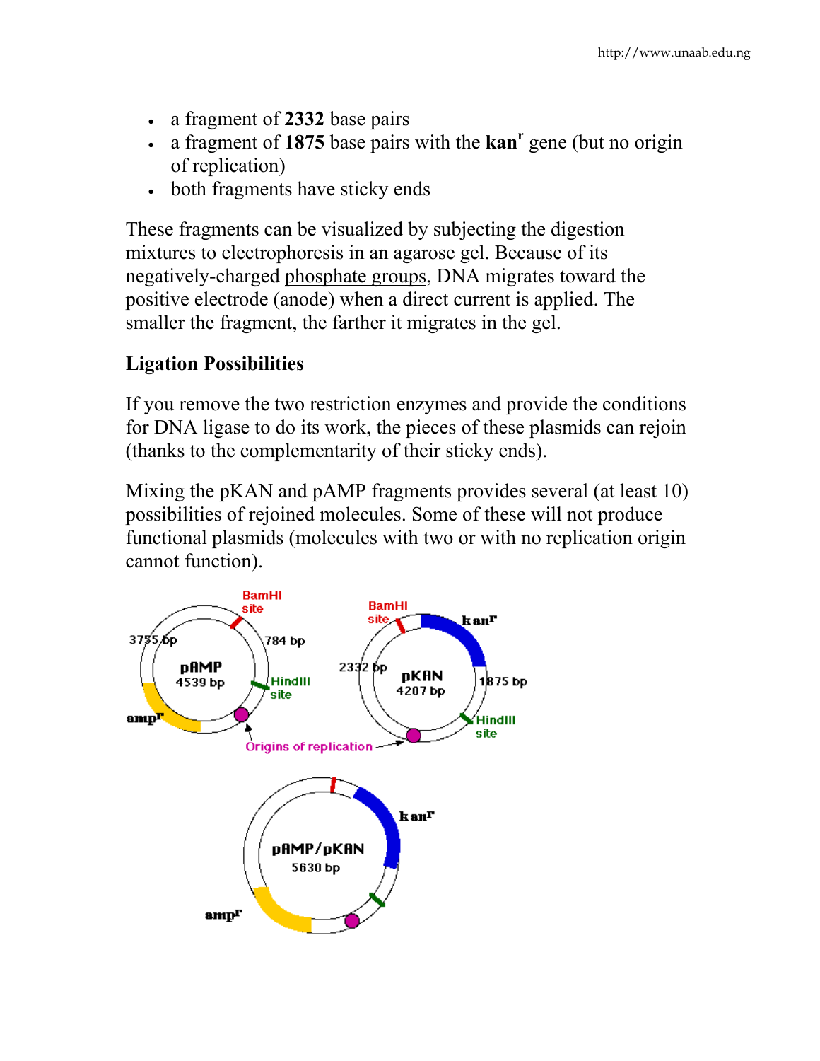- a fragment of **2332** base pairs
- a fragment of **1875** base pairs with the **kan**$^r$ gene (but no origin of replication)
- both fragments have sticky ends

These fragments can be visualized by subjecting the digestion mixtures to electrophoresis in an agarose gel. Because of its negatively-charged phosphate groups, DNA migrates toward the positive electrode (anode) when a direct current is applied. The smaller the fragment, the farther it migrates in the gel.

### Ligation Possibilities

If you remove the two restriction enzymes and provide the conditions for DNA ligase to do its work, the pieces of these plasmids can rejoin (thanks to the complementarity of their sticky ends).

Mixing the pKAN and pAMP fragments provides several (at least 10) possibilities of rejoined molecules. Some of these will not produce functional plasmids (molecules with two or with no replication origin cannot function).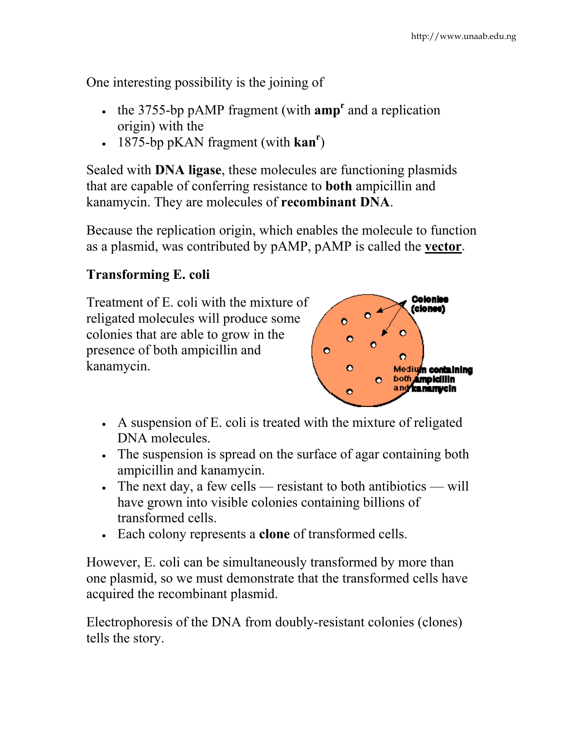One interesting possibility is the joining of

- the 3755-bp pAMP fragment (with **amp$^r$** and a replication origin) with the
- 1875-bp pKAN fragment (with **kan$^r$**)

Sealed with **DNA ligase**, these molecules are functioning plasmids that are capable of conferring resistance to **both** ampicillin and kanamycin. They are molecules of **recombinant DNA**.

Because the replication origin, which enables the molecule to function as a plasmid, was contributed by pAMP, pAMP is called the **vector**.

### Transforming E. coli

Treatment of E. coli with the mixture of religated molecules will produce some colonies that are able to grow in the presence of both ampicillin and kanamycin.

Colonies (clones)

Medium containing both ampicillin and kanamycin

- A suspension of E. coli is treated with the mixture of religated DNA molecules.
- The suspension is spread on the surface of agar containing both ampicillin and kanamycin.
- The next day, a few cells — resistant to both antibiotics — will have grown into visible colonies containing billions of transformed cells.
- Each colony represents a **clone** of transformed cells.

However, E. coli can be simultaneously transformed by more than one plasmid, so we must demonstrate that the transformed cells have acquired the recombinant plasmid.

Electrophoresis of the DNA from doubly-resistant colonies (clones) tells the story.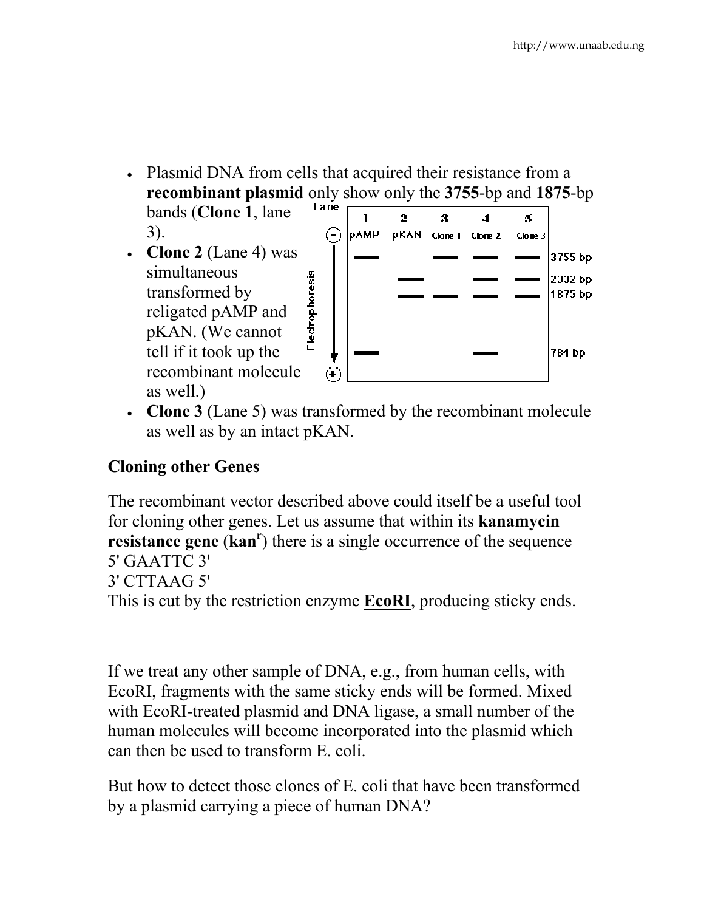- Plasmid DNA from cells that acquired their resistance from a **recombinant plasmid** only show only the **3755**-bp and **1875**-bp bands (**Clone 1**, lane 3).
- **Clone 2** (Lane 4) was simultaneous transformed by religated pAMP and pKAN. (We cannot tell if it took up the recombinant molecule as well.)
- **Clone 3** (Lane 5) was transformed by the recombinant molecule as well as by an intact pKAN.

## Cloning other Genes

The recombinant vector described above could itself be a useful tool for cloning other genes. Let us assume that within its **kanamycin resistance gene** (**kan$^r$**) there is a single occurrence of the sequence
5' GAATTC 3'
3' CTTAAG 5'
This is cut by the restriction enzyme **EcoRI**, producing sticky ends.

If we treat any other sample of DNA, e.g., from human cells, with EcoRI, fragments with the same sticky ends will be formed. Mixed with EcoRI-treated plasmid and DNA ligase, a small number of the human molecules will become incorporated into the plasmid which can then be used to transform E. coli.

But how to detect those clones of E. coli that have been transformed by a plasmid carrying a piece of human DNA?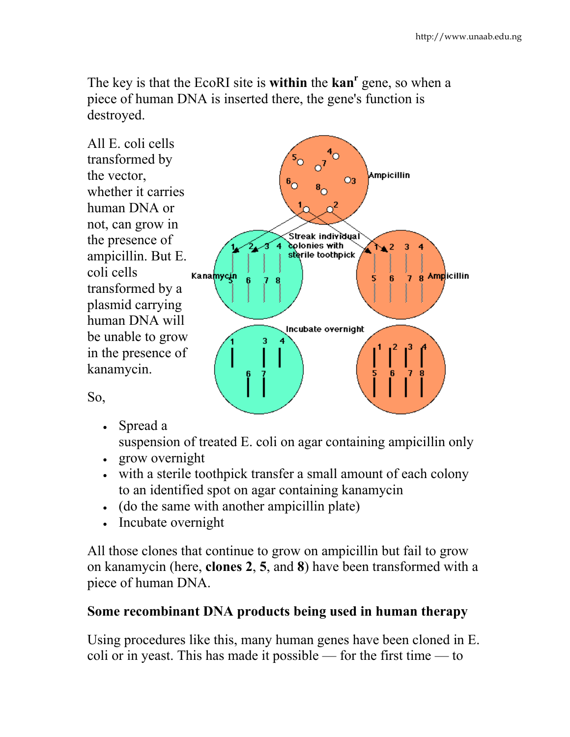The key is that the EcoRI site is **within** the **kan**$^r$ gene, so when a piece of human DNA is inserted there, the gene's function is destroyed.

All E. coli cells transformed by the vector, whether it carries human DNA or not, can grow in the presence of ampicillin. But E. coli cells transformed by a plasmid carrying human DNA will be unable to grow in the presence of kanamycin.

So,

- Spread a suspension of treated E. coli on agar containing ampicillin only
- grow overnight
- with a sterile toothpick transfer a small amount of each colony to an identified spot on agar containing kanamycin
- (do the same with another ampicillin plate)
- Incubate overnight

All those clones that continue to grow on ampicillin but fail to grow on kanamycin (here, **clones 2**, **5**, and **8**) have been transformed with a piece of human DNA.

**Some recombinant DNA products being used in human therapy**

Using procedures like this, many human genes have been cloned in E. coli or in yeast. This has made it possible — for the first time — to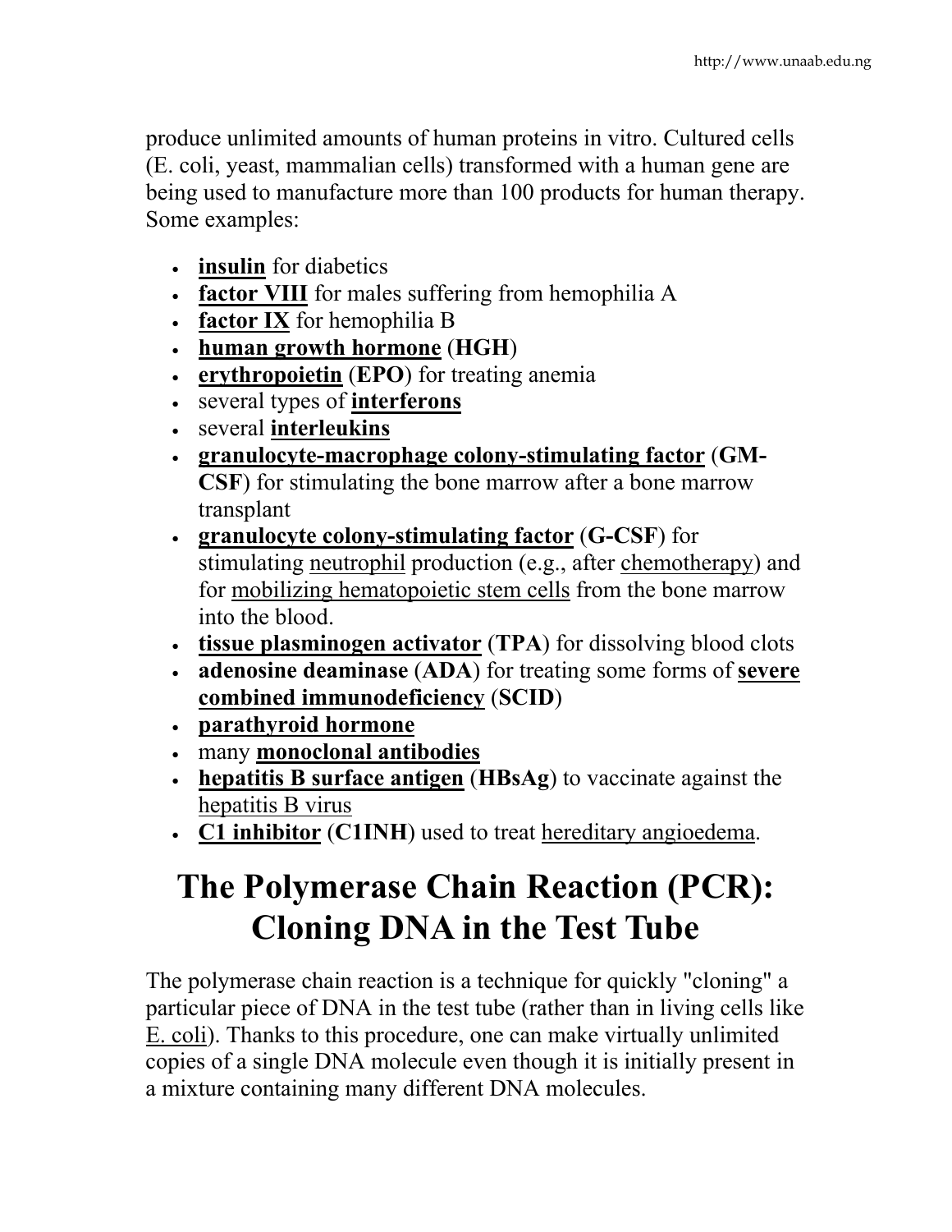produce unlimited amounts of human proteins in vitro. Cultured cells (E. coli, yeast, mammalian cells) transformed with a human gene are being used to manufacture more than 100 products for human therapy. Some examples:

- **insulin** for diabetics
- **factor VIII** for males suffering from hemophilia A
- **factor IX** for hemophilia B
- **human growth hormone** (**HGH**)
- **erythropoietin** (**EPO**) for treating anemia
- several types of **interferons**
- several **interleukins**
- **granulocyte-macrophage colony-stimulating factor** (**GM-CSF**) for stimulating the bone marrow after a bone marrow transplant
- **granulocyte colony-stimulating factor** (**G-CSF**) for stimulating neutrophil production (e.g., after chemotherapy) and for mobilizing hematopoietic stem cells from the bone marrow into the blood.
- **tissue plasminogen activator** (**TPA**) for dissolving blood clots
- **adenosine deaminase** (**ADA**) for treating some forms of **severe combined immunodeficiency** (**SCID**)
- **parathyroid hormone**
- many **monoclonal antibodies**
- **hepatitis B surface antigen** (**HBsAg**) to vaccinate against the hepatitis B virus
- **C1 inhibitor** (**C1INH**) used to treat hereditary angioedema.

# The Polymerase Chain Reaction (PCR): Cloning DNA in the Test Tube

The polymerase chain reaction is a technique for quickly "cloning" a particular piece of DNA in the test tube (rather than in living cells like E. coli). Thanks to this procedure, one can make virtually unlimited copies of a single DNA molecule even though it is initially present in a mixture containing many different DNA molecules.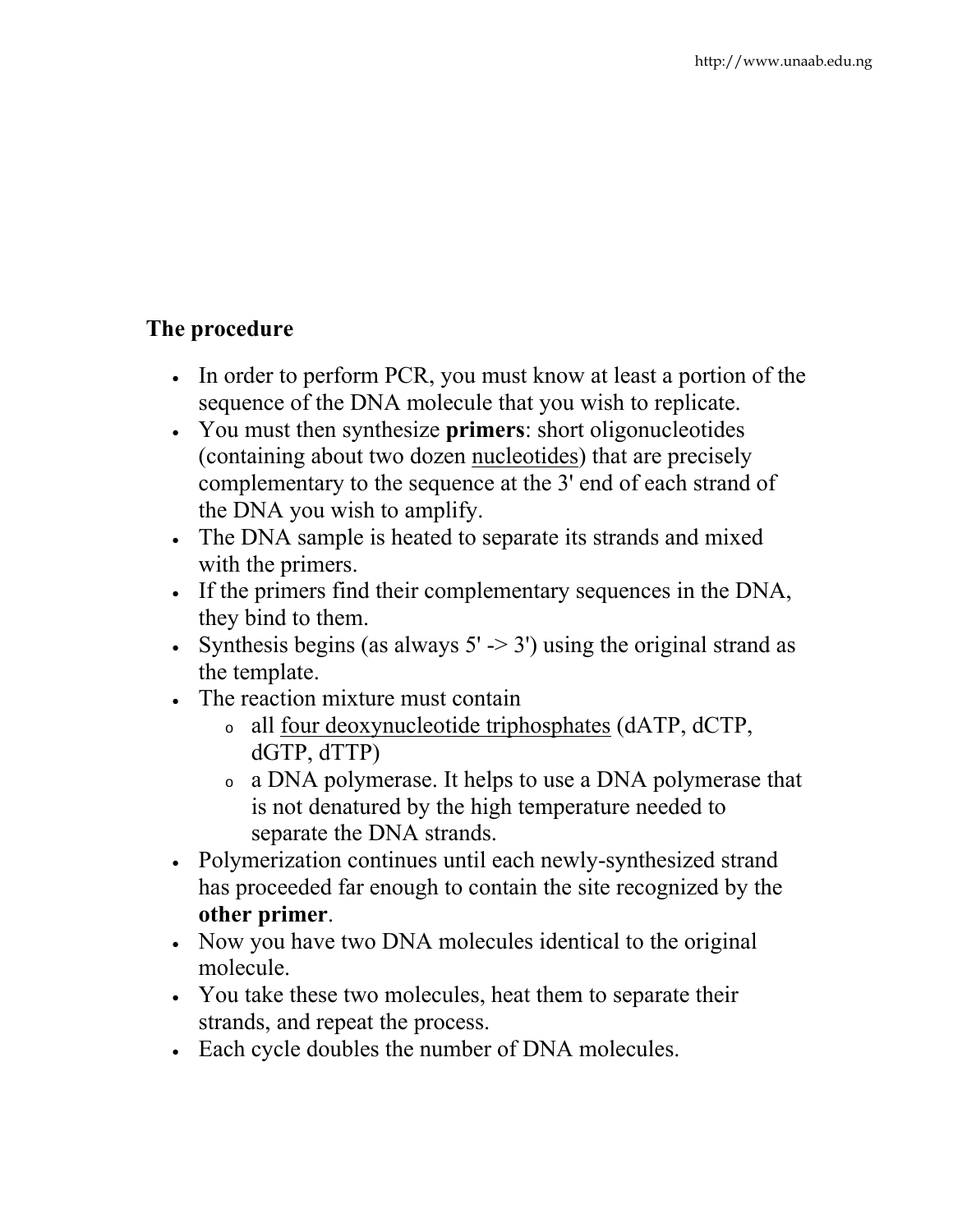**The procedure**

- In order to perform PCR, you must know at least a portion of the sequence of the DNA molecule that you wish to replicate.
- You must then synthesize **primers**: short oligonucleotides (containing about two dozen nucleotides) that are precisely complementary to the sequence at the 3' end of each strand of the DNA you wish to amplify.
- The DNA sample is heated to separate its strands and mixed with the primers.
- If the primers find their complementary sequences in the DNA, they bind to them.
- Synthesis begins (as always 5' -> 3') using the original strand as the template.
- The reaction mixture must contain
  - all four deoxynucleotide triphosphates (dATP, dCTP, dGTP, dTTP)
  - a DNA polymerase. It helps to use a DNA polymerase that is not denatured by the high temperature needed to separate the DNA strands.
- Polymerization continues until each newly-synthesized strand has proceeded far enough to contain the site recognized by the **other primer**.
- Now you have two DNA molecules identical to the original molecule.
- You take these two molecules, heat them to separate their strands, and repeat the process.
- Each cycle doubles the number of DNA molecules.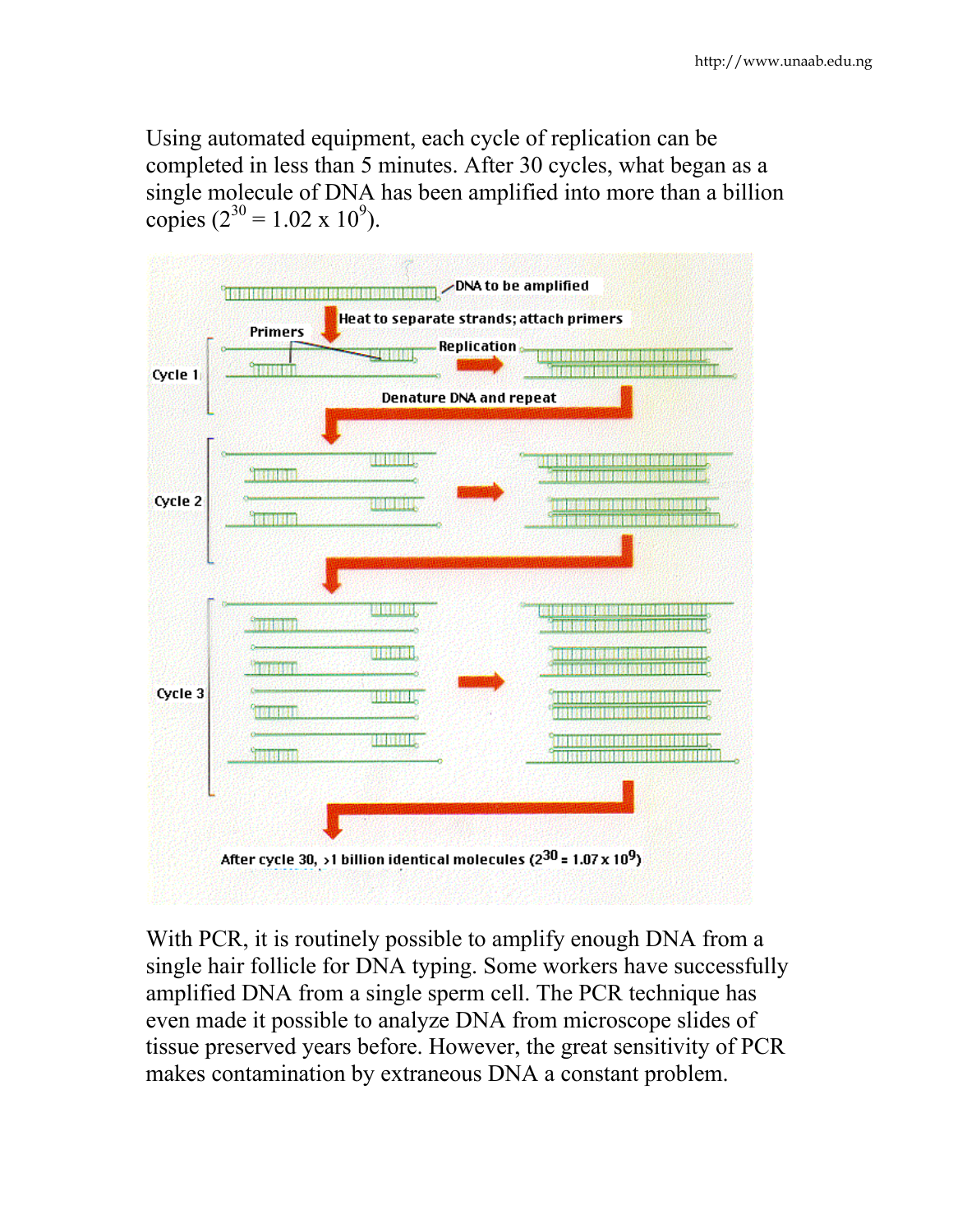Using automated equipment, each cycle of replication can be completed in less than 5 minutes. After 30 cycles, what began as a single molecule of DNA has been amplified into more than a billion copies ($2^{30} = 1.02 \times 10^9$).

With PCR, it is routinely possible to amplify enough DNA from a single hair follicle for DNA typing. Some workers have successfully amplified DNA from a single sperm cell. The PCR technique has even made it possible to analyze DNA from microscope slides of tissue preserved years before. However, the great sensitivity of PCR makes contamination by extraneous DNA a constant problem.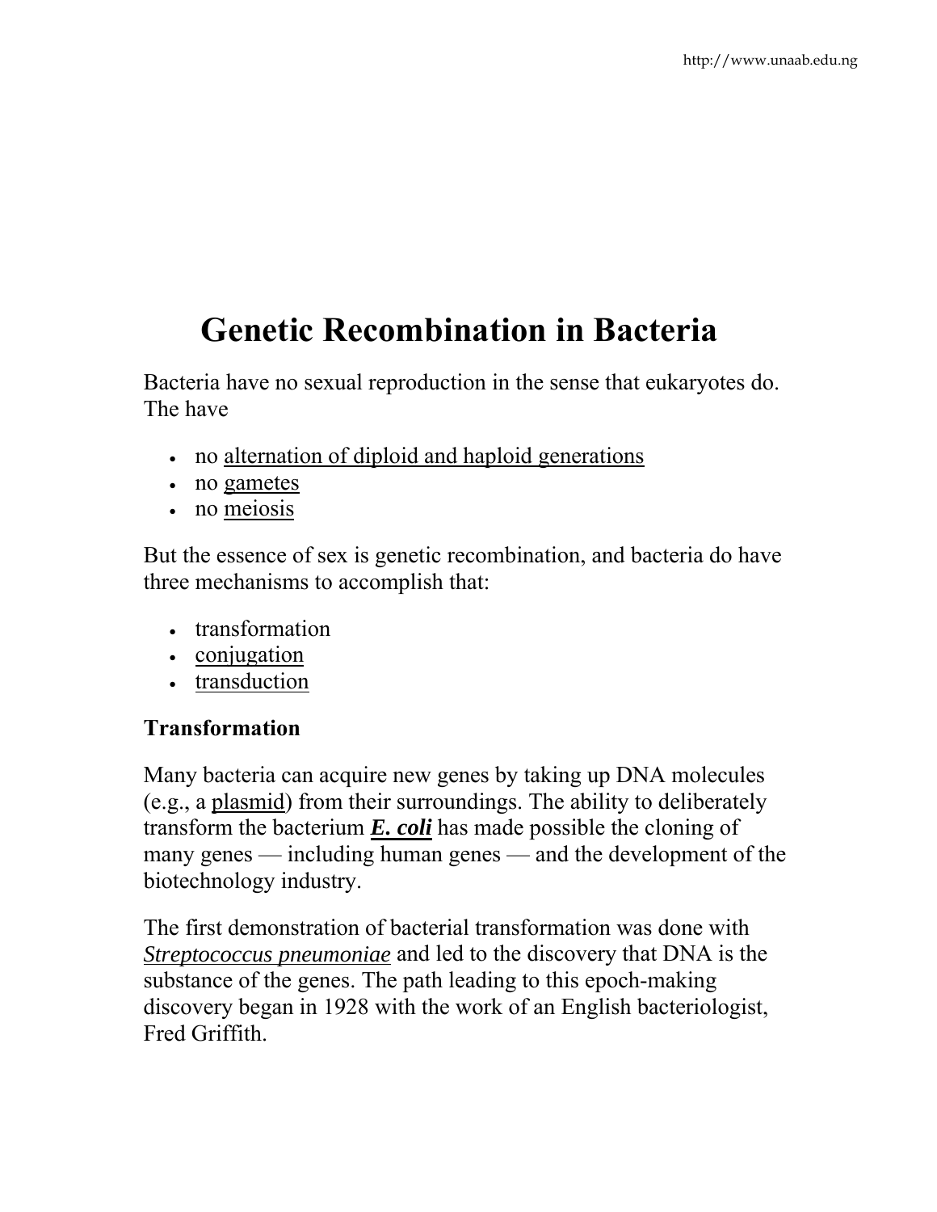# Genetic Recombination in Bacteria

Bacteria have no sexual reproduction in the sense that eukaryotes do. The have

- no alternation of diploid and haploid generations
- no gametes
- no meiosis

But the essence of sex is genetic recombination, and bacteria do have three mechanisms to accomplish that:

- transformation
- conjugation
- transduction

## Transformation

Many bacteria can acquire new genes by taking up DNA molecules (e.g., a plasmid) from their surroundings. The ability to deliberately transform the bacterium ***E. coli*** has made possible the cloning of many genes — including human genes — and the development of the biotechnology industry.

The first demonstration of bacterial transformation was done with *Streptococcus pneumoniae* and led to the discovery that DNA is the substance of the genes. The path leading to this epoch-making discovery began in 1928 with the work of an English bacteriologist, Fred Griffith.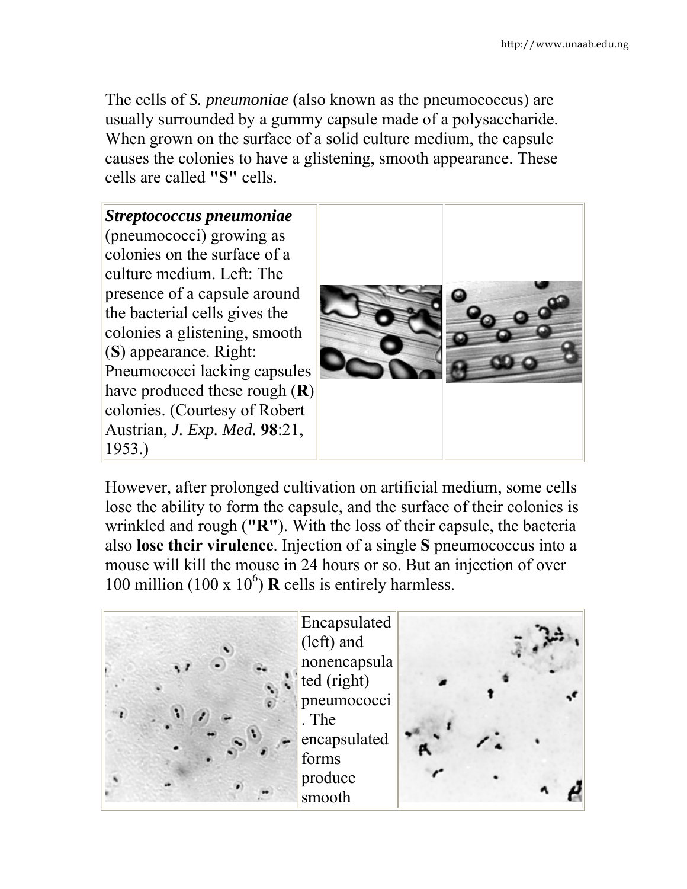The cells of *S. pneumoniae* (also known as the pneumococcus) are usually surrounded by a gummy capsule made of a polysaccharide. When grown on the surface of a solid culture medium, the capsule causes the colonies to have a glistening, smooth appearance. These cells are called **"S"** cells.

***Streptococcus pneumoniae*** (pneumococci) growing as colonies on the surface of a culture medium. Left: The presence of a capsule around the bacterial cells gives the colonies a glistening, smooth (**S**) appearance. Right: Pneumococci lacking capsules have produced these rough (**R**) colonies. (Courtesy of Robert Austrian, *J. Exp. Med.* **98**:21, 1953.)

However, after prolonged cultivation on artificial medium, some cells lose the ability to form the capsule, and the surface of their colonies is wrinkled and rough (**"R"**). With the loss of their capsule, the bacteria also **lose their virulence**. Injection of a single **S** pneumococcus into a mouse will kill the mouse in 24 hours or so. But an injection of over 100 million ($100 \times 10^6$) **R** cells is entirely harmless.

Encapsulated (left) and nonencapsulated (right) pneumococci. The encapsulated forms produce smooth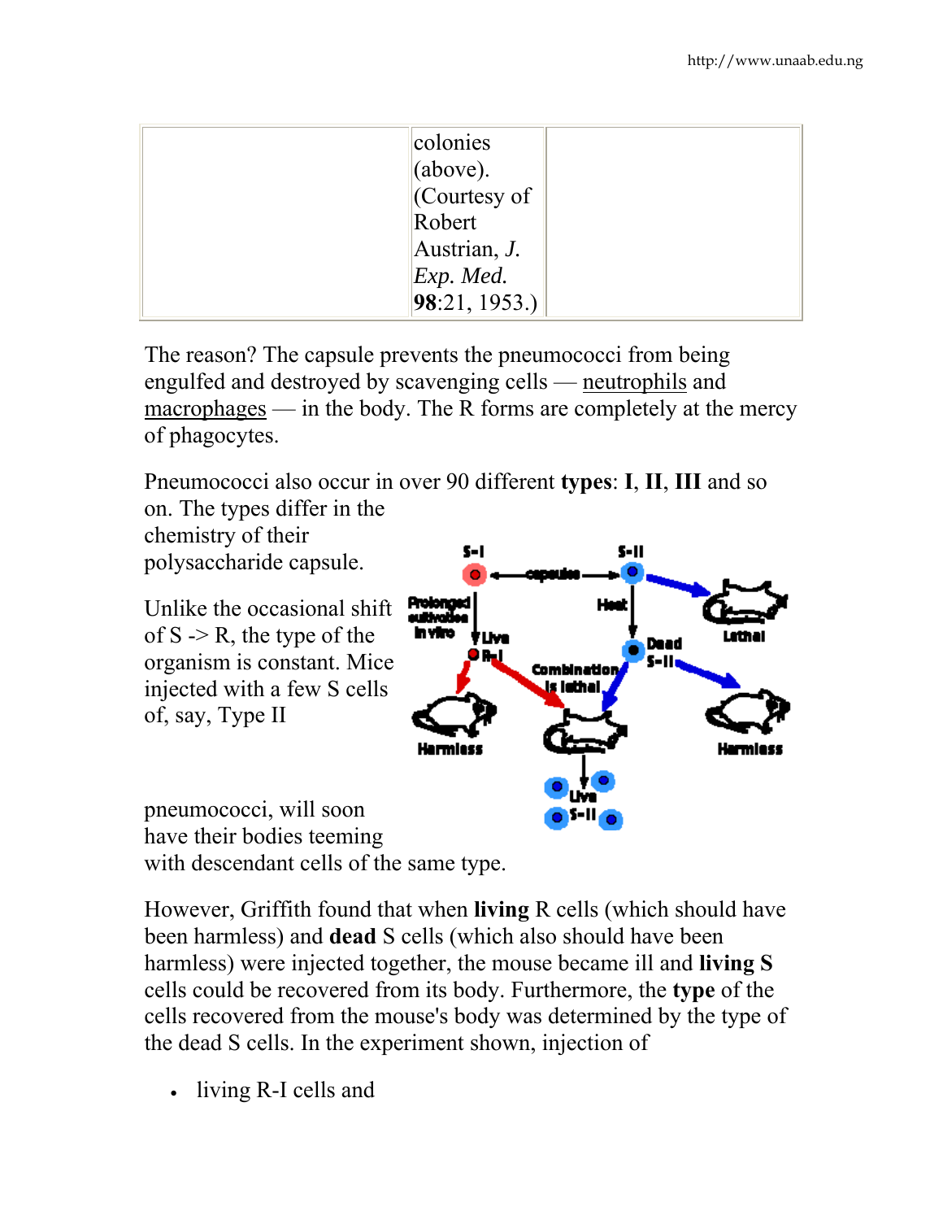|  | colonies (above). (Courtesy of Robert Austrian, *J. Exp. Med.* **98**:21, 1953.) |  |
|---|---|---|

The reason? The capsule prevents the pneumococci from being engulfed and destroyed by scavenging cells — neutrophils and macrophages — in the body. The R forms are completely at the mercy of phagocytes.

Pneumococci also occur in over 90 different **types**: **I**, **II**, **III** and so on. The types differ in the chemistry of their polysaccharide capsule.

Unlike the occasional shift of S -> R, the type of the organism is constant. Mice injected with a few S cells of, say, Type II pneumococci, will soon have their bodies teeming with descendant cells of the same type.

However, Griffith found that when **living** R cells (which should have been harmless) and **dead** S cells (which also should have been harmless) were injected together, the mouse became ill and **living S** cells could be recovered from its body. Furthermore, the **type** of the cells recovered from the mouse's body was determined by the type of the dead S cells. In the experiment shown, injection of

- living R-I cells and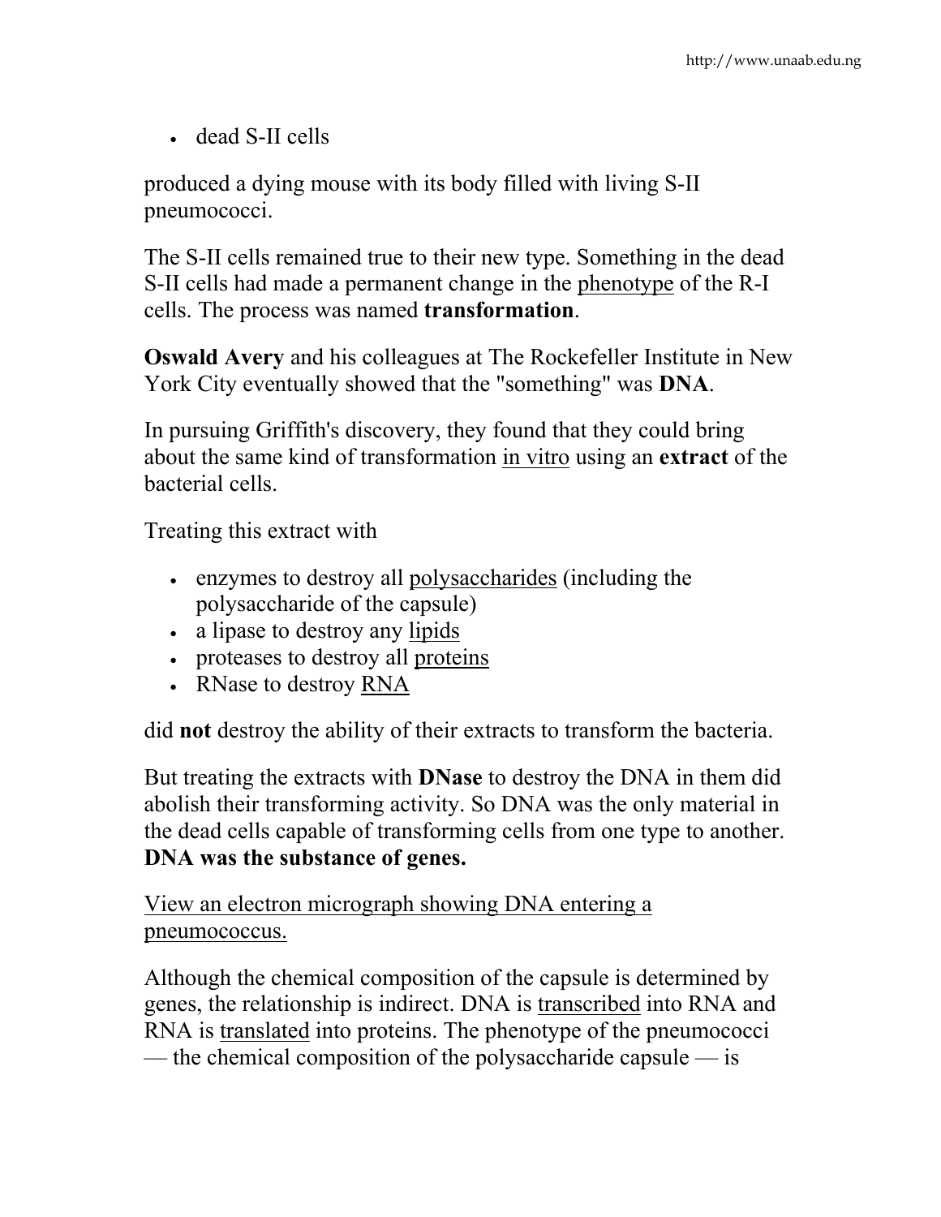- dead S-II cells

produced a dying mouse with its body filled with living S-II pneumococci.

The S-II cells remained true to their new type. Something in the dead S-II cells had made a permanent change in the phenotype of the R-I cells. The process was named **transformation**.

**Oswald Avery** and his colleagues at The Rockefeller Institute in New York City eventually showed that the "something" was **DNA**.

In pursuing Griffith's discovery, they found that they could bring about the same kind of transformation in vitro using an **extract** of the bacterial cells.

Treating this extract with

- enzymes to destroy all polysaccharides (including the polysaccharide of the capsule)
- a lipase to destroy any lipids
- proteases to destroy all proteins
- RNase to destroy RNA

did **not** destroy the ability of their extracts to transform the bacteria.

But treating the extracts with **DNase** to destroy the DNA in them did abolish their transforming activity. So DNA was the only material in the dead cells capable of transforming cells from one type to another. **DNA was the substance of genes.**

View an electron micrograph showing DNA entering a pneumococcus.

Although the chemical composition of the capsule is determined by genes, the relationship is indirect. DNA is transcribed into RNA and RNA is translated into proteins. The phenotype of the pneumococci — the chemical composition of the polysaccharide capsule — is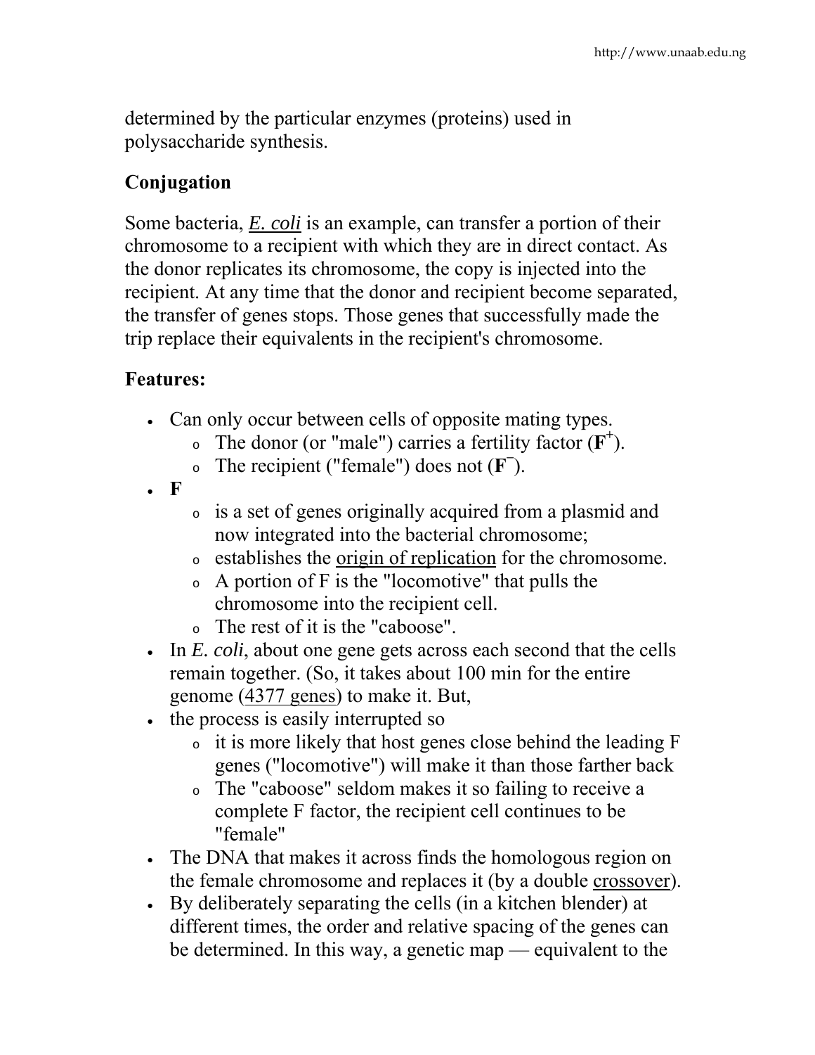determined by the particular enzymes (proteins) used in polysaccharide synthesis.

## Conjugation

Some bacteria, *E. coli* is an example, can transfer a portion of their chromosome to a recipient with which they are in direct contact. As the donor replicates its chromosome, the copy is injected into the recipient. At any time that the donor and recipient become separated, the transfer of genes stops. Those genes that successfully made the trip replace their equivalents in the recipient's chromosome.

### Features:

- Can only occur between cells of opposite mating types.
  - The donor (or "male") carries a fertility factor (**F**$^+$).
  - The recipient ("female") does not (**F**$^-$).
- **F**
  - is a set of genes originally acquired from a plasmid and now integrated into the bacterial chromosome;
  - establishes the origin of replication for the chromosome.
  - A portion of F is the "locomotive" that pulls the chromosome into the recipient cell.
  - The rest of it is the "caboose".
- In *E. coli*, about one gene gets across each second that the cells remain together. (So, it takes about 100 min for the entire genome (4377 genes) to make it. But,
- the process is easily interrupted so
  - it is more likely that host genes close behind the leading F genes ("locomotive") will make it than those farther back
  - The "caboose" seldom makes it so failing to receive a complete F factor, the recipient cell continues to be "female"
- The DNA that makes it across finds the homologous region on the female chromosome and replaces it (by a double crossover).
- By deliberately separating the cells (in a kitchen blender) at different times, the order and relative spacing of the genes can be determined. In this way, a genetic map — equivalent to the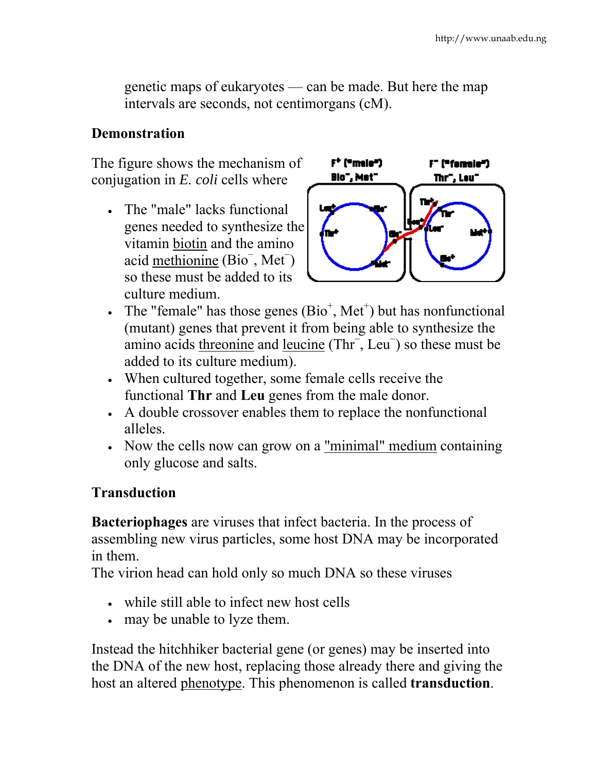genetic maps of eukaryotes — can be made. But here the map intervals are seconds, not centimorgans (cM).

### Demonstration

The figure shows the mechanism of conjugation in *E. coli* cells where

- The "male" lacks functional genes needed to synthesize the vitamin biotin and the amino acid methionine ($Bio^-$, $Met^-$) so these must be added to its culture medium.
- The "female" has those genes ($Bio^+$, $Met^+$) but has nonfunctional (mutant) genes that prevent it from being able to synthesize the amino acids threonine and leucine ($Thr^-$, $Leu^-$) so these must be added to its culture medium).
- When cultured together, some female cells receive the functional **Thr** and **Leu** genes from the male donor.
- A double crossover enables them to replace the nonfunctional alleles.
- Now the cells now can grow on a "minimal" medium containing only glucose and salts.

### Transduction

**Bacteriophages** are viruses that infect bacteria. In the process of assembling new virus particles, some host DNA may be incorporated in them.
The virion head can hold only so much DNA so these viruses

- while still able to infect new host cells
- may be unable to lyze them.

Instead the hitchhiker bacterial gene (or genes) may be inserted into the DNA of the new host, replacing those already there and giving the host an altered phenotype. This phenomenon is called **transduction**.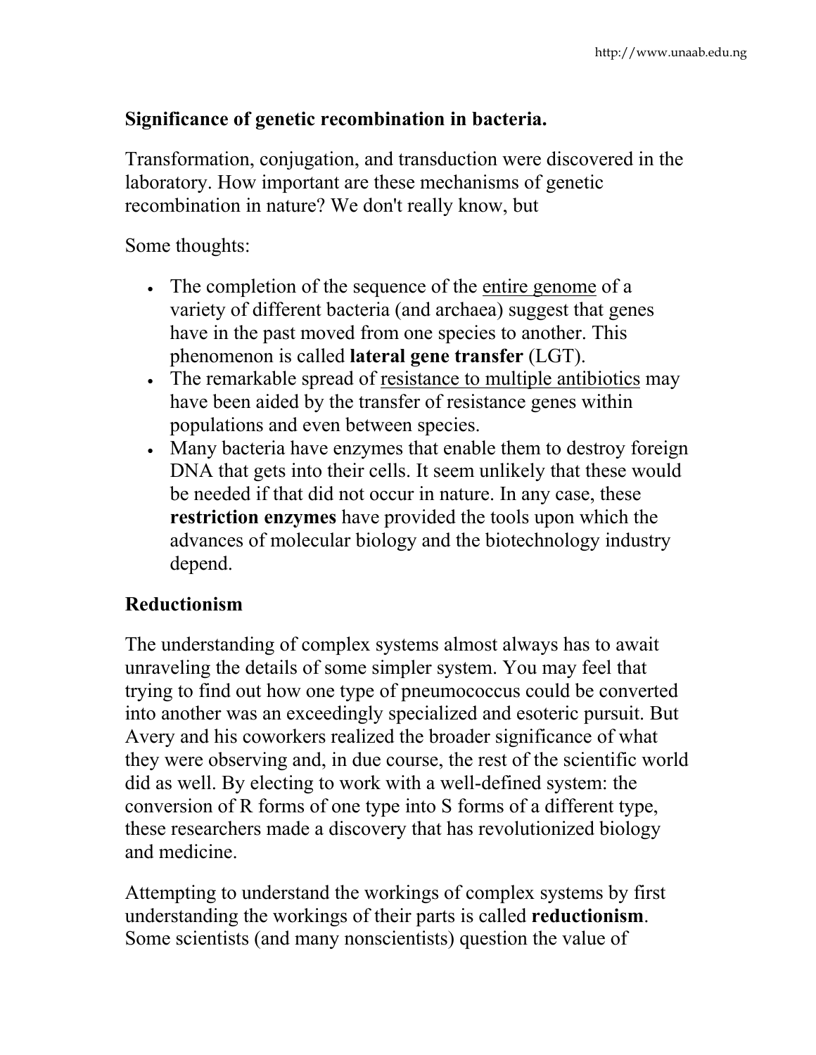## Significance of genetic recombination in bacteria.

Transformation, conjugation, and transduction were discovered in the laboratory. How important are these mechanisms of genetic recombination in nature? We don't really know, but

Some thoughts:

- The completion of the sequence of the entire genome of a variety of different bacteria (and archaea) suggest that genes have in the past moved from one species to another. This phenomenon is called **lateral gene transfer** (LGT).
- The remarkable spread of resistance to multiple antibiotics may have been aided by the transfer of resistance genes within populations and even between species.
- Many bacteria have enzymes that enable them to destroy foreign DNA that gets into their cells. It seem unlikely that these would be needed if that did not occur in nature. In any case, these **restriction enzymes** have provided the tools upon which the advances of molecular biology and the biotechnology industry depend.

## Reductionism

The understanding of complex systems almost always has to await unraveling the details of some simpler system. You may feel that trying to find out how one type of pneumococcus could be converted into another was an exceedingly specialized and esoteric pursuit. But Avery and his coworkers realized the broader significance of what they were observing and, in due course, the rest of the scientific world did as well. By electing to work with a well-defined system: the conversion of R forms of one type into S forms of a different type, these researchers made a discovery that has revolutionized biology and medicine.

Attempting to understand the workings of complex systems by first understanding the workings of their parts is called **reductionism**. Some scientists (and many nonscientists) question the value of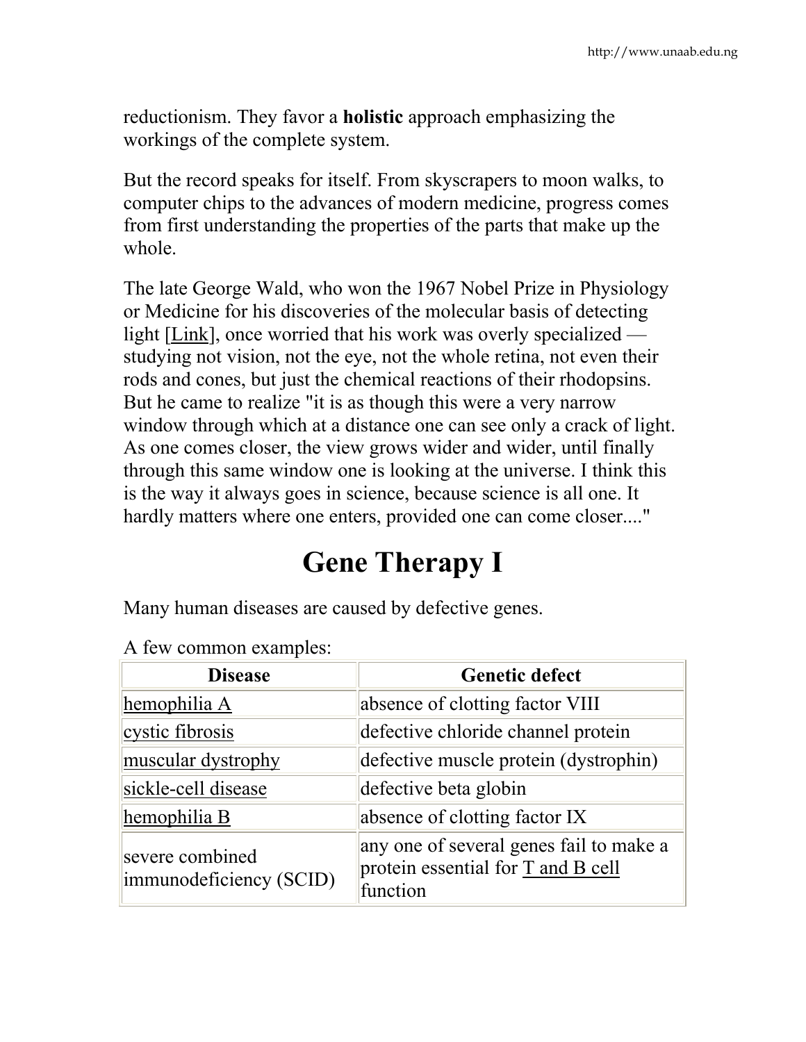reductionism. They favor a **holistic** approach emphasizing the workings of the complete system.

But the record speaks for itself. From skyscrapers to moon walks, to computer chips to the advances of modern medicine, progress comes from first understanding the properties of the parts that make up the whole.

The late George Wald, who won the 1967 Nobel Prize in Physiology or Medicine for his discoveries of the molecular basis of detecting light [Link], once worried that his work was overly specialized — studying not vision, not the eye, not the whole retina, not even their rods and cones, but just the chemical reactions of their rhodopsins. But he came to realize "it is as though this were a very narrow window through which at a distance one can see only a crack of light. As one comes closer, the view grows wider and wider, until finally through this same window one is looking at the universe. I think this is the way it always goes in science, because science is all one. It hardly matters where one enters, provided one can come closer...."

# Gene Therapy I

Many human diseases are caused by defective genes.

A few common examples:

| Disease | Genetic defect |
|---|---|
| hemophilia A | absence of clotting factor VIII |
| cystic fibrosis | defective chloride channel protein |
| muscular dystrophy | defective muscle protein (dystrophin) |
| sickle-cell disease | defective beta globin |
| hemophilia B | absence of clotting factor IX |
| severe combined immunodeficiency (SCID) | any one of several genes fail to make a protein essential for T and B cell function |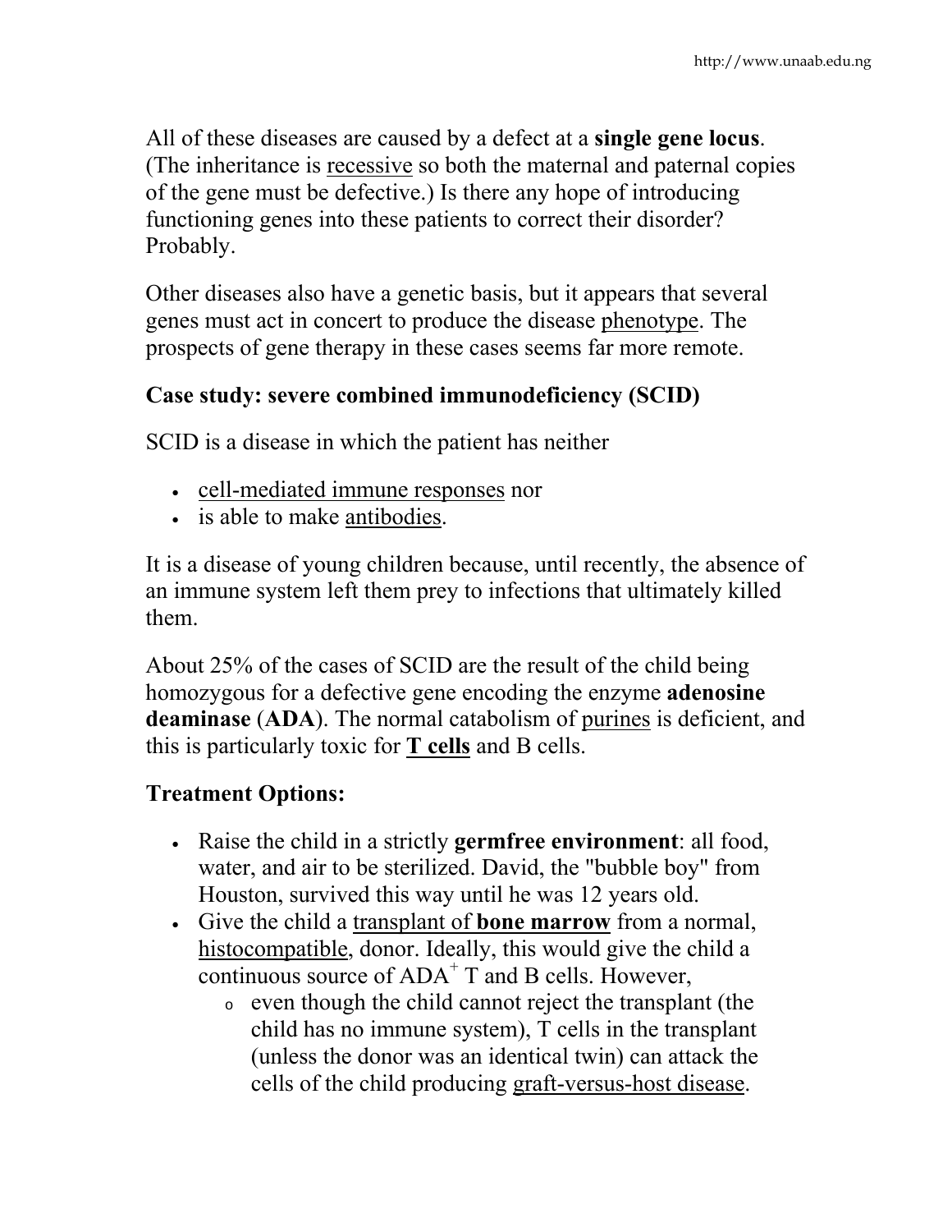All of these diseases are caused by a defect at a **single gene locus**. (The inheritance is recessive so both the maternal and paternal copies of the gene must be defective.) Is there any hope of introducing functioning genes into these patients to correct their disorder? Probably.

Other diseases also have a genetic basis, but it appears that several genes must act in concert to produce the disease phenotype. The prospects of gene therapy in these cases seems far more remote.

### Case study: severe combined immunodeficiency (SCID)

SCID is a disease in which the patient has neither

- cell-mediated immune responses nor
- is able to make antibodies.

It is a disease of young children because, until recently, the absence of an immune system left them prey to infections that ultimately killed them.

About 25% of the cases of SCID are the result of the child being homozygous for a defective gene encoding the enzyme **adenosine deaminase** (**ADA**). The normal catabolism of purines is deficient, and this is particularly toxic for **T cells** and B cells.

### Treatment Options:

- Raise the child in a strictly **germfree environment**: all food, water, and air to be sterilized. David, the "bubble boy" from Houston, survived this way until he was 12 years old.
- Give the child a transplant of **bone marrow** from a normal, histocompatible, donor. Ideally, this would give the child a continuous source of $ADA^{+}$ T and B cells. However,
  - even though the child cannot reject the transplant (the child has no immune system), T cells in the transplant (unless the donor was an identical twin) can attack the cells of the child producing graft-versus-host disease.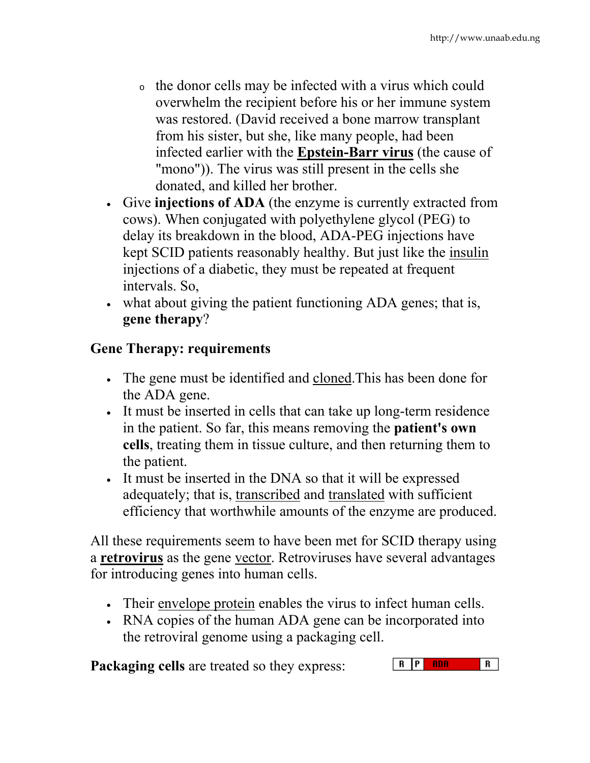- the donor cells may be infected with a virus which could overwhelm the recipient before his or her immune system was restored. (David received a bone marrow transplant from his sister, but she, like many people, had been infected earlier with the **Epstein-Barr virus** (the cause of "mono")). The virus was still present in the cells she donated, and killed her brother.
- Give **injections of ADA** (the enzyme is currently extracted from cows). When conjugated with polyethylene glycol (PEG) to delay its breakdown in the blood, ADA-PEG injections have kept SCID patients reasonably healthy. But just like the insulin injections of a diabetic, they must be repeated at frequent intervals. So,
- what about giving the patient functioning ADA genes; that is, **gene therapy**?

## Gene Therapy: requirements

- The gene must be identified and cloned.This has been done for the ADA gene.
- It must be inserted in cells that can take up long-term residence in the patient. So far, this means removing the **patient's own cells**, treating them in tissue culture, and then returning them to the patient.
- It must be inserted in the DNA so that it will be expressed adequately; that is, transcribed and translated with sufficient efficiency that worthwhile amounts of the enzyme are produced.

All these requirements seem to have been met for SCID therapy using a **retrovirus** as the gene vector. Retroviruses have several advantages for introducing genes into human cells.

- Their envelope protein enables the virus to infect human cells.
- RNA copies of the human ADA gene can be incorporated into the retroviral genome using a packaging cell.

**Packaging cells** are treated so they express: R | P | ADA | R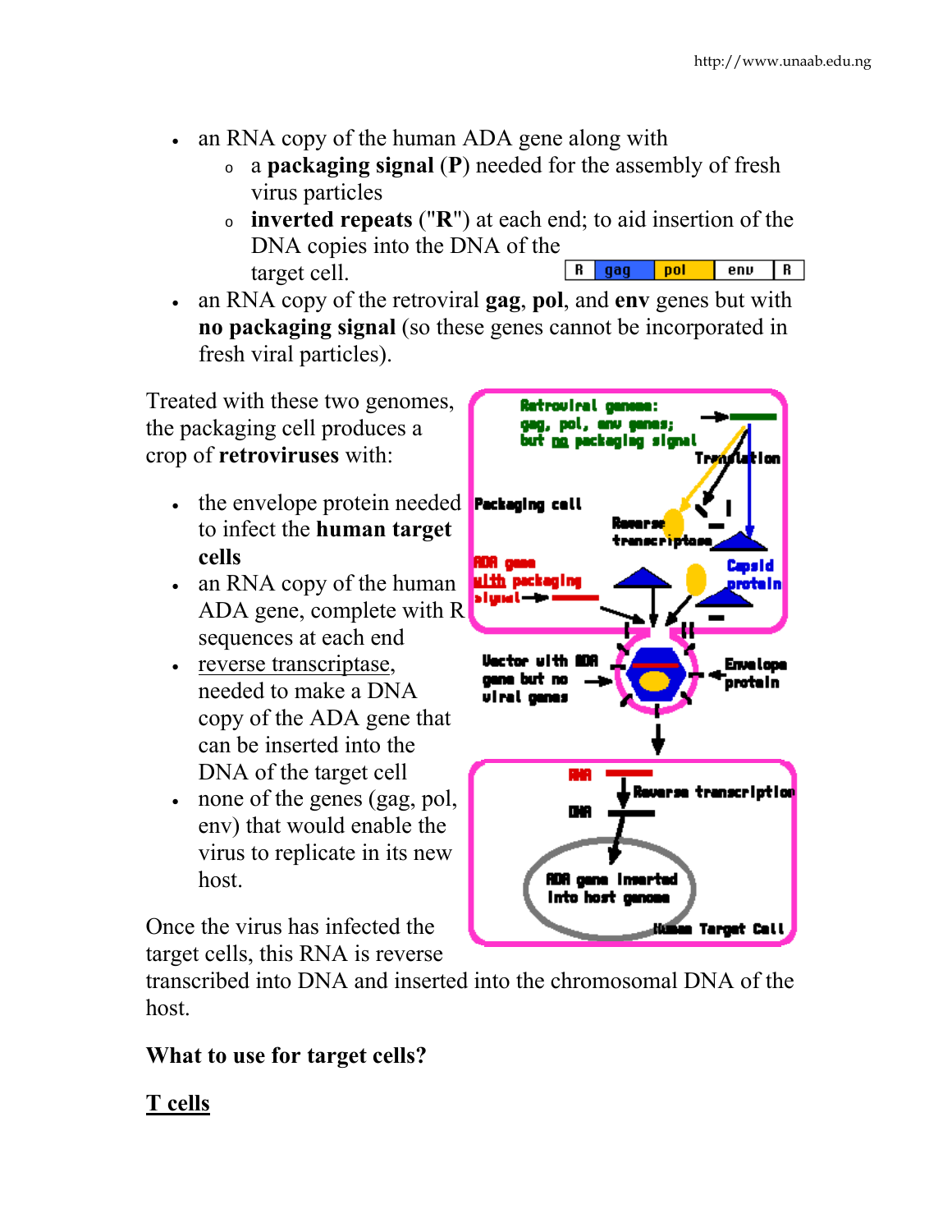- an RNA copy of the human ADA gene along with
  - a **packaging signal** (**P**) needed for the assembly of fresh virus particles
  - **inverted repeats** ("**R**") at each end; to aid insertion of the DNA copies into the DNA of the target cell.
- an RNA copy of the retroviral **gag**, **pol**, and **env** genes but with **no packaging signal** (so these genes cannot be incorporated in fresh viral particles).

Treated with these two genomes, the packaging cell produces a crop of **retroviruses** with:

- the envelope protein needed to infect the **human target cells**
- an RNA copy of the human ADA gene, complete with R sequences at each end
- reverse transcriptase, needed to make a DNA copy of the ADA gene that can be inserted into the DNA of the target cell
- none of the genes (gag, pol, env) that would enable the virus to replicate in its new host.

Once the virus has infected the target cells, this RNA is reverse transcribed into DNA and inserted into the chromosomal DNA of the host.

**What to use for target cells?**

**T cells**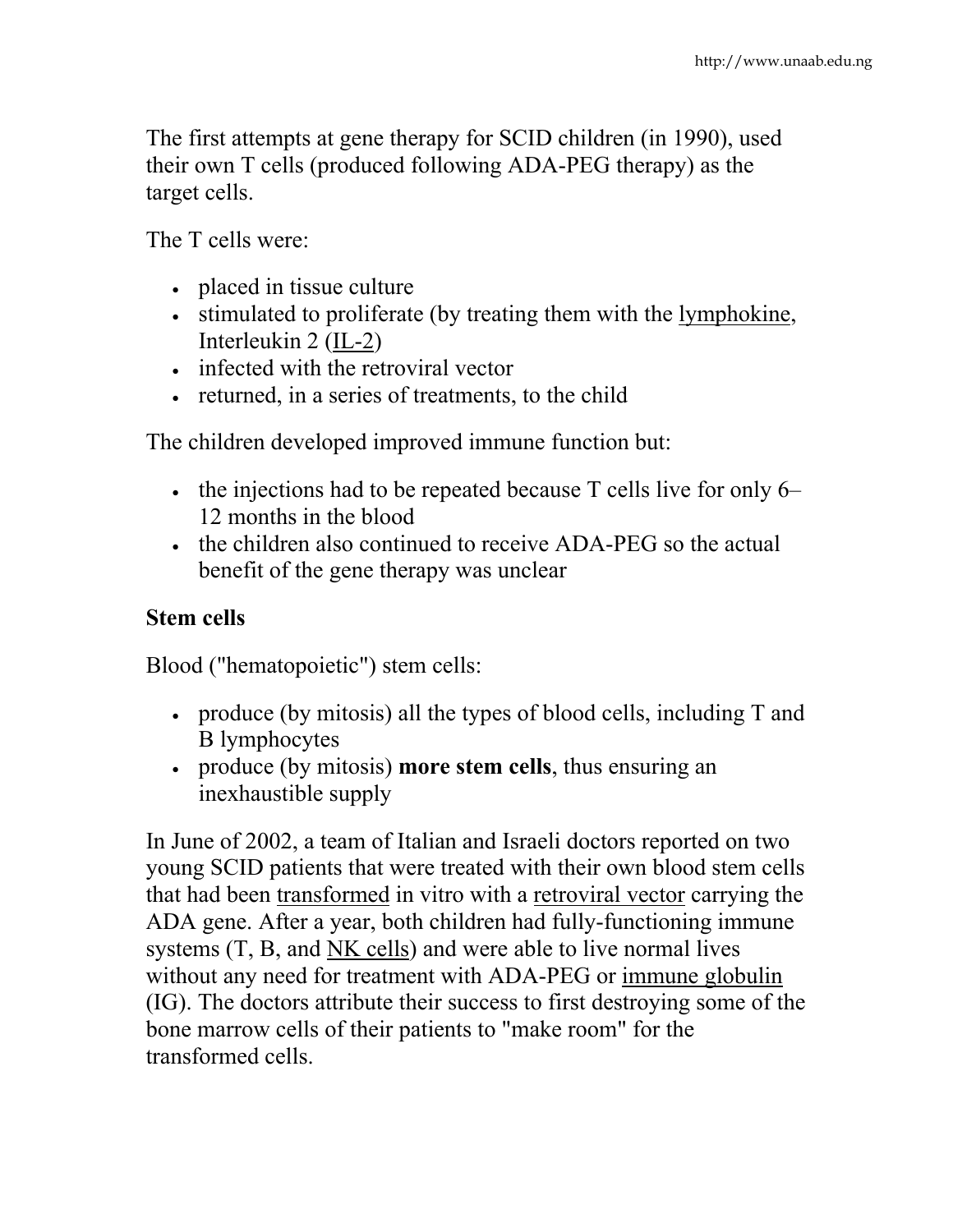The first attempts at gene therapy for SCID children (in 1990), used their own T cells (produced following ADA-PEG therapy) as the target cells.

The T cells were:

- placed in tissue culture
- stimulated to proliferate (by treating them with the lymphokine, Interleukin 2 (IL-2)
- infected with the retroviral vector
- returned, in a series of treatments, to the child

The children developed improved immune function but:

- the injections had to be repeated because T cells live for only 6–12 months in the blood
- the children also continued to receive ADA-PEG so the actual benefit of the gene therapy was unclear

**Stem cells**

Blood ("hematopoietic") stem cells:

- produce (by mitosis) all the types of blood cells, including T and B lymphocytes
- produce (by mitosis) **more stem cells**, thus ensuring an inexhaustible supply

In June of 2002, a team of Italian and Israeli doctors reported on two young SCID patients that were treated with their own blood stem cells that had been transformed in vitro with a retroviral vector carrying the ADA gene. After a year, both children had fully-functioning immune systems (T, B, and NK cells) and were able to live normal lives without any need for treatment with ADA-PEG or immune globulin (IG). The doctors attribute their success to first destroying some of the bone marrow cells of their patients to "make room" for the transformed cells.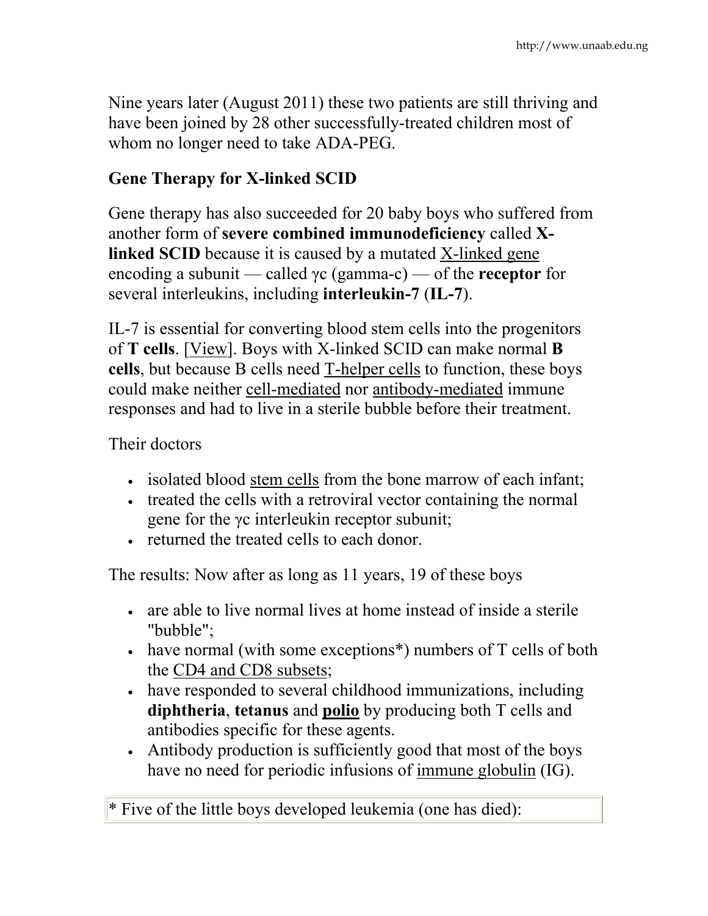Nine years later (August 2011) these two patients are still thriving and have been joined by 28 other successfully-treated children most of whom no longer need to take ADA-PEG.

### Gene Therapy for X-linked SCID

Gene therapy has also succeeded for 20 baby boys who suffered from another form of **severe combined immunodeficiency** called **X-linked SCID** because it is caused by a mutated X-linked gene encoding a subunit — called γc (gamma-c) — of the **receptor** for several interleukins, including **interleukin-7** (**IL-7**).

IL-7 is essential for converting blood stem cells into the progenitors of **T cells**. [View]. Boys with X-linked SCID can make normal **B cells**, but because B cells need T-helper cells to function, these boys could make neither cell-mediated nor antibody-mediated immune responses and had to live in a sterile bubble before their treatment.

Their doctors

- isolated blood stem cells from the bone marrow of each infant;
- treated the cells with a retroviral vector containing the normal gene for the γc interleukin receptor subunit;
- returned the treated cells to each donor.

The results: Now after as long as 11 years, 19 of these boys

- are able to live normal lives at home instead of inside a sterile "bubble";
- have normal (with some exceptions*) numbers of T cells of both the CD4 and CD8 subsets;
- have responded to several childhood immunizations, including **diphtheria**, **tetanus** and **polio** by producing both T cells and antibodies specific for these agents.
- Antibody production is sufficiently good that most of the boys have no need for periodic infusions of immune globulin (IG).

* Five of the little boys developed leukemia (one has died):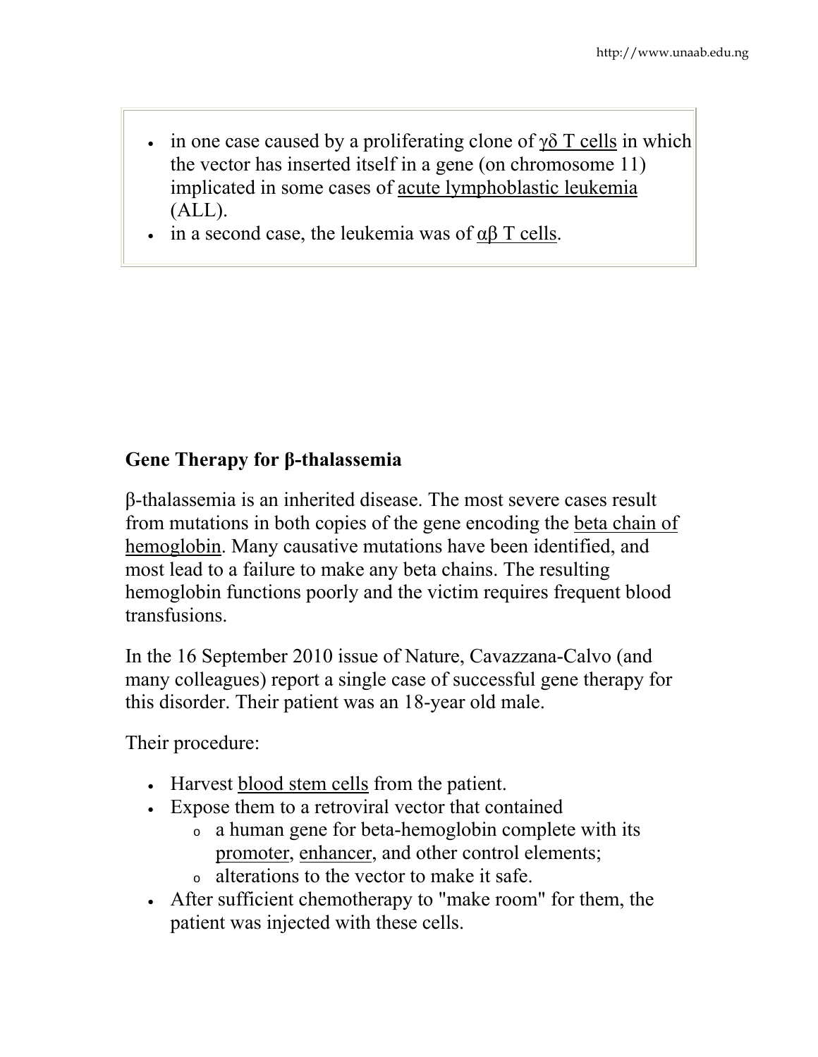- in one case caused by a proliferating clone of γδ T cells in which the vector has inserted itself in a gene (on chromosome 11) implicated in some cases of acute lymphoblastic leukemia (ALL).
- in a second case, the leukemia was of αβ T cells.

**Gene Therapy for β-thalassemia**

β-thalassemia is an inherited disease. The most severe cases result from mutations in both copies of the gene encoding the beta chain of hemoglobin. Many causative mutations have been identified, and most lead to a failure to make any beta chains. The resulting hemoglobin functions poorly and the victim requires frequent blood transfusions.

In the 16 September 2010 issue of Nature, Cavazzana-Calvo (and many colleagues) report a single case of successful gene therapy for this disorder. Their patient was an 18-year old male.

Their procedure:

- Harvest blood stem cells from the patient.
- Expose them to a retroviral vector that contained
    - a human gene for beta-hemoglobin complete with its promoter, enhancer, and other control elements;
    - alterations to the vector to make it safe.
- After sufficient chemotherapy to "make room" for them, the patient was injected with these cells.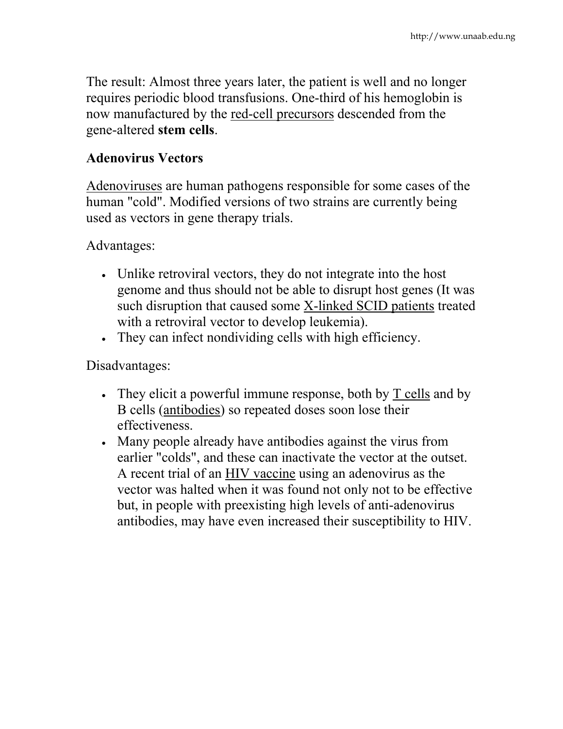The result: Almost three years later, the patient is well and no longer requires periodic blood transfusions. One-third of his hemoglobin is now manufactured by the red-cell precursors descended from the gene-altered **stem cells**.

### Adenovirus Vectors

Adenoviruses are human pathogens responsible for some cases of the human "cold". Modified versions of two strains are currently being used as vectors in gene therapy trials.

Advantages:

- Unlike retroviral vectors, they do not integrate into the host genome and thus should not be able to disrupt host genes (It was such disruption that caused some X-linked SCID patients treated with a retroviral vector to develop leukemia).
- They can infect nondividing cells with high efficiency.

Disadvantages:

- They elicit a powerful immune response, both by T cells and by B cells (antibodies) so repeated doses soon lose their effectiveness.
- Many people already have antibodies against the virus from earlier "colds", and these can inactivate the vector at the outset. A recent trial of an HIV vaccine using an adenovirus as the vector was halted when it was found not only not to be effective but, in people with preexisting high levels of anti-adenovirus antibodies, may have even increased their susceptibility to HIV.